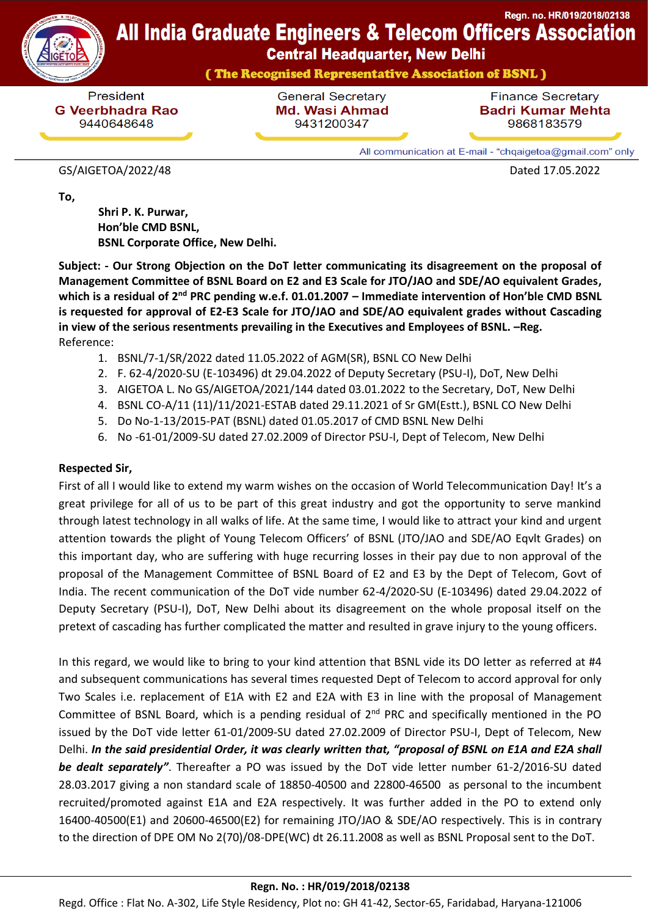# All India Graduate Engineers & Telecom Officers Association

Regn. no. HR/019/2018/02138

## Central Headquarter, New Delhi

**( The Recognised Representative Association of BSNL )**

| President | General Secretary | Finance Secretary |
|---|---|---|
| **G Veerbhadra Rao** | **Md. Wasi Ahmad** | **Badri Kumar Mehta** |
| 9440648648 | 9431200347 | 9868183579 |

All communication at E-mail - "chqaigetoa@gmail.com" only

GS/AIGETOA/2022/48 Dated 17.05.2022

**To,**

**Shri P. K. Purwar,**
**Hon'ble CMD BSNL,**
**BSNL Corporate Office, New Delhi.**

**Subject: - Our Strong Objection on the DoT letter communicating its disagreement on the proposal of Management Committee of BSNL Board on E2 and E3 Scale for JTO/JAO and SDE/AO equivalent Grades, which is a residual of 2nd PRC pending w.e.f. 01.01.2007 – Immediate intervention of Hon'ble CMD BSNL is requested for approval of E2-E3 Scale for JTO/JAO and SDE/AO equivalent grades without Cascading in view of the serious resentments prevailing in the Executives and Employees of BSNL. –Reg.**

Reference:

1. BSNL/7-1/SR/2022 dated 11.05.2022 of AGM(SR), BSNL CO New Delhi
2. F. 62-4/2020-SU (E-103496) dt 29.04.2022 of Deputy Secretary (PSU-I), DoT, New Delhi
3. AIGETOA L. No GS/AIGETOA/2021/144 dated 03.01.2022 to the Secretary, DoT, New Delhi
4. BSNL CO-A/11 (11)/11/2021-ESTAB dated 29.11.2021 of Sr GM(Estt.), BSNL CO New Delhi
5. Do No-1-13/2015-PAT (BSNL) dated 01.05.2017 of CMD BSNL New Delhi
6. No -61-01/2009-SU dated 27.02.2009 of Director PSU-I, Dept of Telecom, New Delhi

**Respected Sir,**

First of all I would like to extend my warm wishes on the occasion of World Telecommunication Day! It's a great privilege for all of us to be part of this great industry and got the opportunity to serve mankind through latest technology in all walks of life. At the same time, I would like to attract your kind and urgent attention towards the plight of Young Telecom Officers' of BSNL (JTO/JAO and SDE/AO Eqvlt Grades) on this important day, who are suffering with huge recurring losses in their pay due to non approval of the proposal of the Management Committee of BSNL Board of E2 and E3 by the Dept of Telecom, Govt of India. The recent communication of the DoT vide number 62-4/2020-SU (E-103496) dated 29.04.2022 of Deputy Secretary (PSU-I), DoT, New Delhi about its disagreement on the whole proposal itself on the pretext of cascading has further complicated the matter and resulted in grave injury to the young officers.

In this regard, we would like to bring to your kind attention that BSNL vide its DO letter as referred at #4 and subsequent communications has several times requested Dept of Telecom to accord approval for only Two Scales i.e. replacement of E1A with E2 and E2A with E3 in line with the proposal of Management Committee of BSNL Board, which is a pending residual of 2nd PRC and specifically mentioned in the PO issued by the DoT vide letter 61-01/2009-SU dated 27.02.2009 of Director PSU-I, Dept of Telecom, New Delhi. ***In the said presidential Order, it was clearly written that, "proposal of BSNL on E1A and E2A shall be dealt separately"***. Thereafter a PO was issued by the DoT vide letter number 61-2/2016-SU dated 28.03.2017 giving a non standard scale of 18850-40500 and 22800-46500 as personal to the incumbent recruited/promoted against E1A and E2A respectively. It was further added in the PO to extend only 16400-40500(E1) and 20600-46500(E2) for remaining JTO/JAO & SDE/AO respectively. This is in contrary to the direction of DPE OM No 2(70)/08-DPE(WC) dt 26.11.2008 as well as BSNL Proposal sent to the DoT.

**Regn. No. : HR/019/2018/02138**
Regd. Office : Flat No. A-302, Life Style Residency, Plot no: GH 41-42, Sector-65, Faridabad, Haryana-121006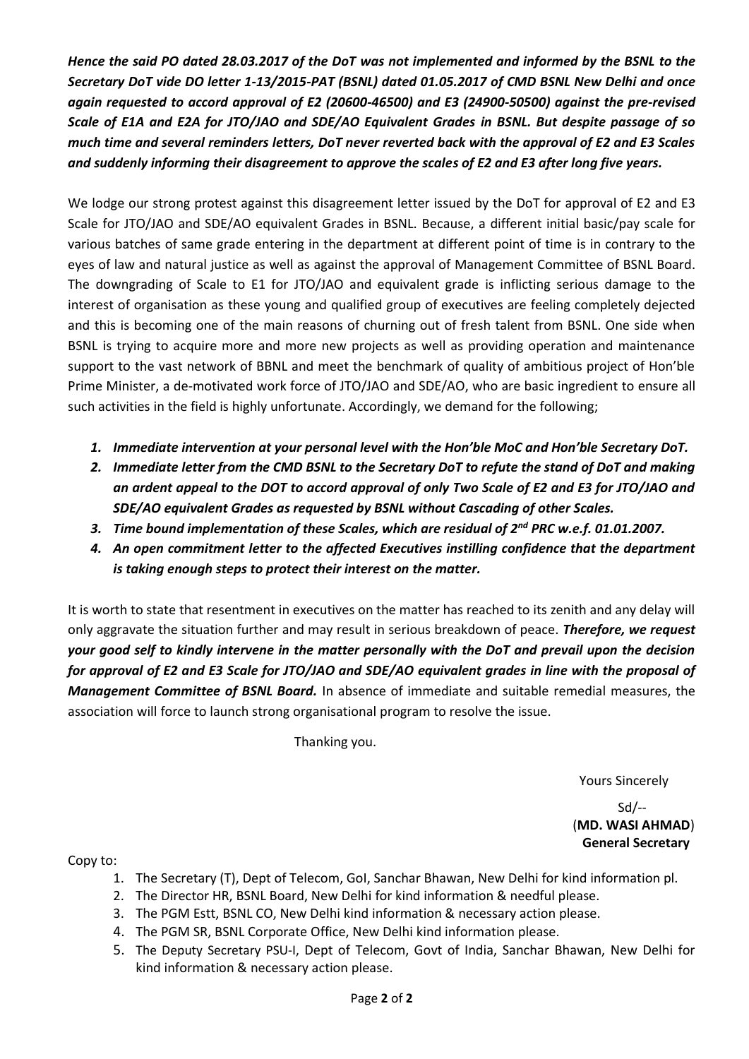***Hence the said PO dated 28.03.2017 of the DoT was not implemented and informed by the BSNL to the Secretary DoT vide DO letter 1-13/2015-PAT (BSNL) dated 01.05.2017 of CMD BSNL New Delhi and once again requested to accord approval of E2 (20600-46500) and E3 (24900-50500) against the pre-revised Scale of E1A and E2A for JTO/JAO and SDE/AO Equivalent Grades in BSNL. But despite passage of so much time and several reminders letters, DoT never reverted back with the approval of E2 and E3 Scales and suddenly informing their disagreement to approve the scales of E2 and E3 after long five years.***

We lodge our strong protest against this disagreement letter issued by the DoT for approval of E2 and E3 Scale for JTO/JAO and SDE/AO equivalent Grades in BSNL. Because, a different initial basic/pay scale for various batches of same grade entering in the department at different point of time is in contrary to the eyes of law and natural justice as well as against the approval of Management Committee of BSNL Board. The downgrading of Scale to E1 for JTO/JAO and equivalent grade is inflicting serious damage to the interest of organisation as these young and qualified group of executives are feeling completely dejected and this is becoming one of the main reasons of churning out of fresh talent from BSNL. One side when BSNL is trying to acquire more and more new projects as well as providing operation and maintenance support to the vast network of BBNL and meet the benchmark of quality of ambitious project of Hon'ble Prime Minister, a de-motivated work force of JTO/JAO and SDE/AO, who are basic ingredient to ensure all such activities in the field is highly unfortunate. Accordingly, we demand for the following;

1. ***Immediate intervention at your personal level with the Hon'ble MoC and Hon'ble Secretary DoT.***
2. ***Immediate letter from the CMD BSNL to the Secretary DoT to refute the stand of DoT and making an ardent appeal to the DOT to accord approval of only Two Scale of E2 and E3 for JTO/JAO and SDE/AO equivalent Grades as requested by BSNL without Cascading of other Scales.***
3. ***Time bound implementation of these Scales, which are residual of 2nd PRC w.e.f. 01.01.2007.***
4. ***An open commitment letter to the affected Executives instilling confidence that the department is taking enough steps to protect their interest on the matter.***

It is worth to state that resentment in executives on the matter has reached to its zenith and any delay will only aggravate the situation further and may result in serious breakdown of peace. ***Therefore, we request your good self to kindly intervene in the matter personally with the DoT and prevail upon the decision for approval of E2 and E3 Scale for JTO/JAO and SDE/AO equivalent grades in line with the proposal of Management Committee of BSNL Board.*** In absence of immediate and suitable remedial measures, the association will force to launch strong organisational program to resolve the issue.

Thanking you.

Yours Sincerely

Sd/--

(**MD. WASI AHMAD**)

**General Secretary**

Copy to:

1. The Secretary (T), Dept of Telecom, GoI, Sanchar Bhawan, New Delhi for kind information pl.
2. The Director HR, BSNL Board, New Delhi for kind information & needful please.
3. The PGM Estt, BSNL CO, New Delhi kind information & necessary action please.
4. The PGM SR, BSNL Corporate Office, New Delhi kind information please.
5. The Deputy Secretary PSU-I, Dept of Telecom, Govt of India, Sanchar Bhawan, New Delhi for kind information & necessary action please.